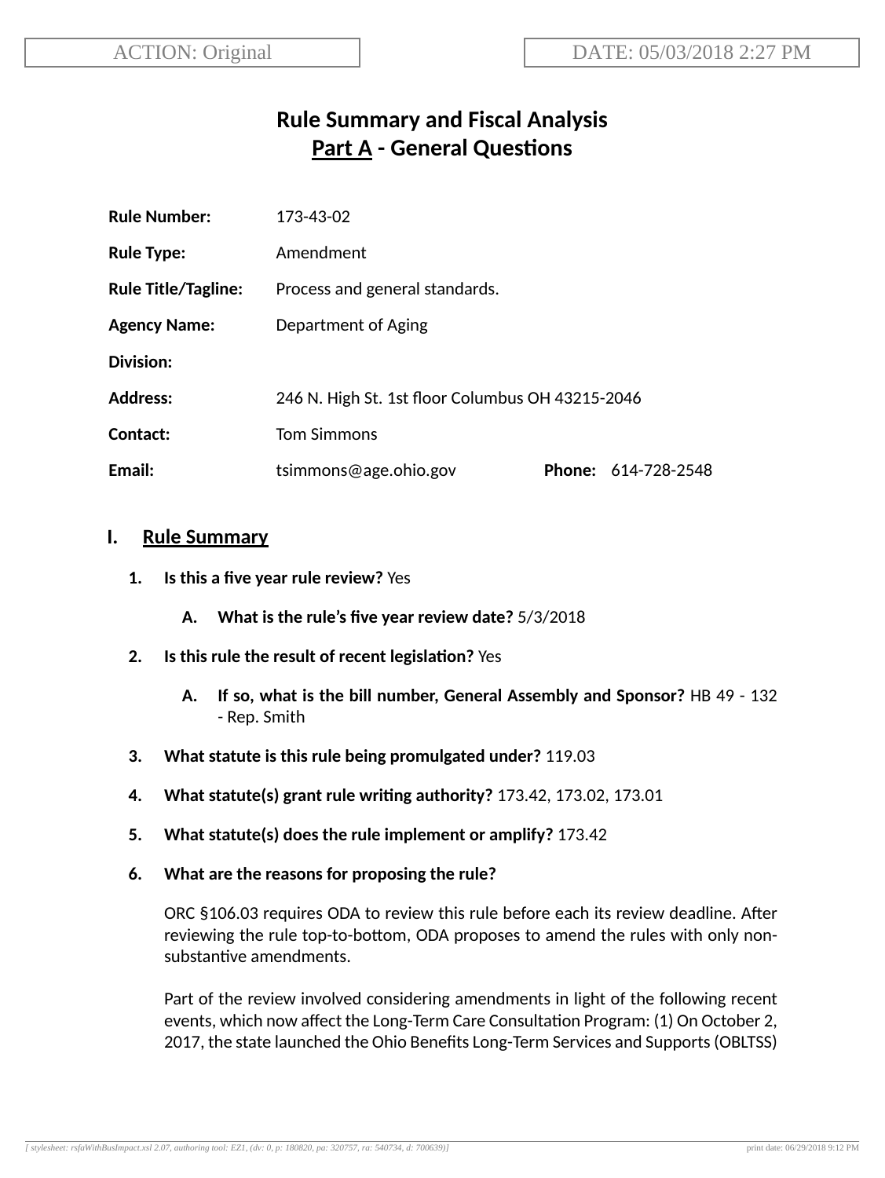ACTION: Original

DATE: 05/03/2018 2:27 PM

# Rule Summary and Fiscal Analysis
## Part A - General Questions

**Rule Number:** 173-43-02

**Rule Type:** Amendment

**Rule Title/Tagline:** Process and general standards.

**Agency Name:** Department of Aging

**Division:**

**Address:** 246 N. High St. 1st floor Columbus OH 43215-2046

**Contact:** Tom Simmons

**Email:** tsimmons@age.ohio.gov **Phone:** 614-728-2548

## I. Rule Summary

1. **Is this a five year rule review?** Yes

   A. **What is the rule's five year review date?** 5/3/2018

2. **Is this rule the result of recent legislation?** Yes

   A. **If so, what is the bill number, General Assembly and Sponsor?** HB 49 - 132 - Rep. Smith

3. **What statute is this rule being promulgated under?** 119.03

4. **What statute(s) grant rule writing authority?** 173.42, 173.02, 173.01

5. **What statute(s) does the rule implement or amplify?** 173.42

6. **What are the reasons for proposing the rule?**

   ORC §106.03 requires ODA to review this rule before each its review deadline. After reviewing the rule top-to-bottom, ODA proposes to amend the rules with only non-substantive amendments.

   Part of the review involved considering amendments in light of the following recent events, which now affect the Long-Term Care Consultation Program: (1) On October 2, 2017, the state launched the Ohio Benefits Long-Term Services and Supports (OBLTSS)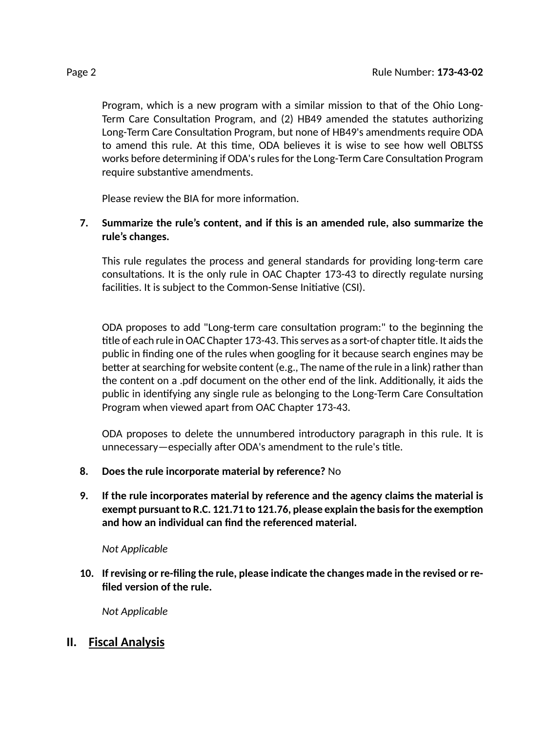Program, which is a new program with a similar mission to that of the Ohio Long-Term Care Consultation Program, and (2) HB49 amended the statutes authorizing Long-Term Care Consultation Program, but none of HB49's amendments require ODA to amend this rule. At this time, ODA believes it is wise to see how well OBLTSS works before determining if ODA's rules for the Long-Term Care Consultation Program require substantive amendments.

Please review the BIA for more information.

7. **Summarize the rule's content, and if this is an amended rule, also summarize the rule's changes.**

   This rule regulates the process and general standards for providing long-term care consultations. It is the only rule in OAC Chapter 173-43 to directly regulate nursing facilities. It is subject to the Common-Sense Initiative (CSI).

   ODA proposes to add "Long-term care consultation program:" to the beginning the title of each rule in OAC Chapter 173-43. This serves as a sort-of chapter title. It aids the public in finding one of the rules when googling for it because search engines may be better at searching for website content (e.g., The name of the rule in a link) rather than the content on a .pdf document on the other end of the link. Additionally, it aids the public in identifying any single rule as belonging to the Long-Term Care Consultation Program when viewed apart from OAC Chapter 173-43.

   ODA proposes to delete the unnumbered introductory paragraph in this rule. It is unnecessary—especially after ODA's amendment to the rule's title.

8. **Does the rule incorporate material by reference?** No

9. **If the rule incorporates material by reference and the agency claims the material is exempt pursuant to R.C. 121.71 to 121.76, please explain the basis for the exemption and how an individual can find the referenced material.**

   *Not Applicable*

10. **If revising or re-filing the rule, please indicate the changes made in the revised or re-filed version of the rule.**

    *Not Applicable*

## II. Fiscal Analysis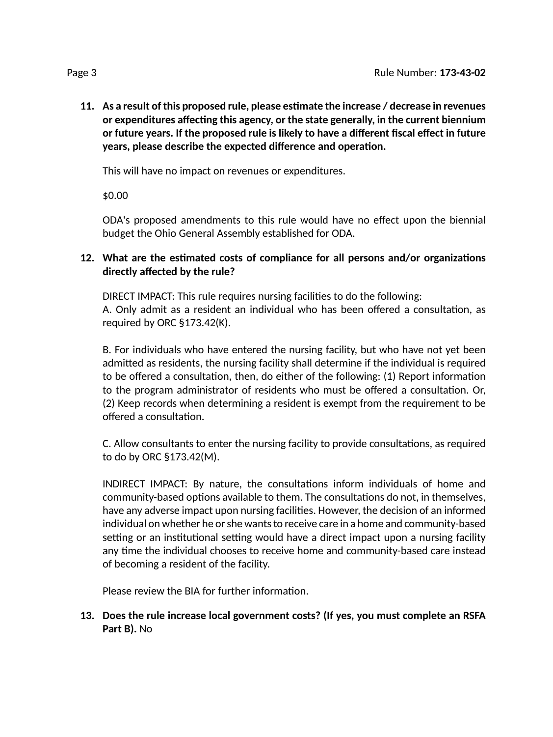11. **As a result of this proposed rule, please estimate the increase / decrease in revenues or expenditures affecting this agency, or the state generally, in the current biennium or future years. If the proposed rule is likely to have a different fiscal effect in future years, please describe the expected difference and operation.**

    This will have no impact on revenues or expenditures.

    $0.00

    ODA's proposed amendments to this rule would have no effect upon the biennial budget the Ohio General Assembly established for ODA.

12. **What are the estimated costs of compliance for all persons and/or organizations directly affected by the rule?**

    DIRECT IMPACT: This rule requires nursing facilities to do the following:
    A. Only admit as a resident an individual who has been offered a consultation, as required by ORC §173.42(K).

    B. For individuals who have entered the nursing facility, but who have not yet been admitted as residents, the nursing facility shall determine if the individual is required to be offered a consultation, then, do either of the following: (1) Report information to the program administrator of residents who must be offered a consultation. Or, (2) Keep records when determining a resident is exempt from the requirement to be offered a consultation.

    C. Allow consultants to enter the nursing facility to provide consultations, as required to do by ORC §173.42(M).

    INDIRECT IMPACT: By nature, the consultations inform individuals of home and community-based options available to them. The consultations do not, in themselves, have any adverse impact upon nursing facilities. However, the decision of an informed individual on whether he or she wants to receive care in a home and community-based setting or an institutional setting would have a direct impact upon a nursing facility any time the individual chooses to receive home and community-based care instead of becoming a resident of the facility.

    Please review the BIA for further information.

13. **Does the rule increase local government costs? (If yes, you must complete an RSFA Part B).** No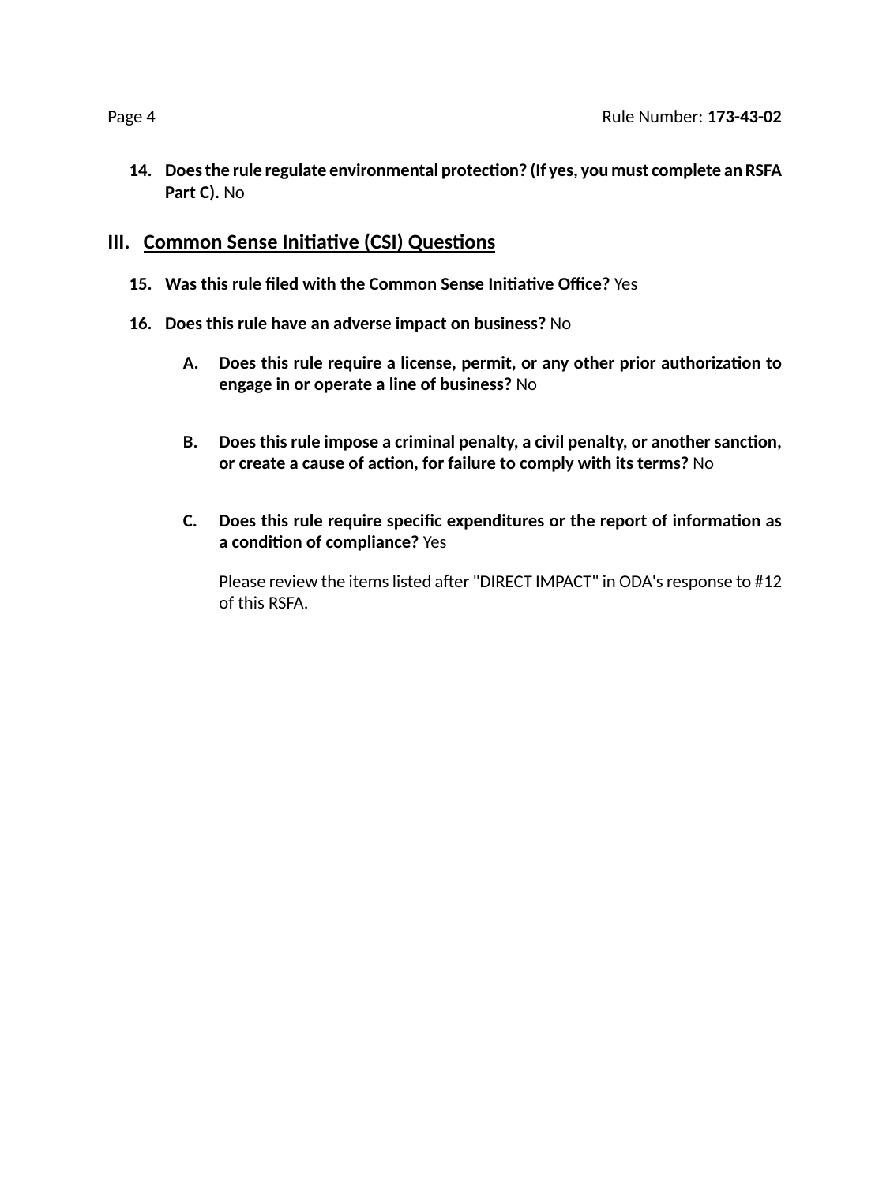14. **Does the rule regulate environmental protection? (If yes, you must complete an RSFA Part C).** No

## III. Common Sense Initiative (CSI) Questions

15. **Was this rule filed with the Common Sense Initiative Office?** Yes

16. **Does this rule have an adverse impact on business?** No

    A. **Does this rule require a license, permit, or any other prior authorization to engage in or operate a line of business?** No

    B. **Does this rule impose a criminal penalty, a civil penalty, or another sanction, or create a cause of action, for failure to comply with its terms?** No

    C. **Does this rule require specific expenditures or the report of information as a condition of compliance?** Yes

       Please review the items listed after "DIRECT IMPACT" in ODA's response to #12 of this RSFA.